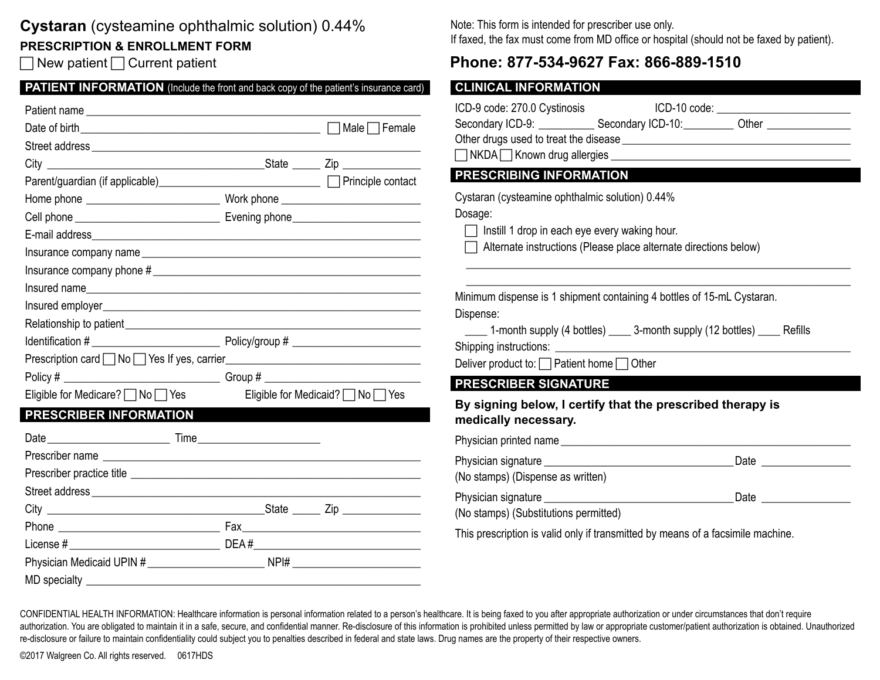# Cystaran (cysteamine ophthalmic solution) 0.44%

## PRESCRIPTION & ENROLLMENT FORM

☐ New patient ☐ Current patient

### PATIENT INFORMATION (Include the front and back copy of the patient's insurance card)

Patient name ______________________________

Date of birth ______________________________ ☐ Male ☐ Female

Street address ______________________________

City ______________________ State _____ Zip __________

Parent/guardian (if applicable) ______________________ ☐ Principle contact

Home phone ______________________ Work phone ______________________

Cell phone ______________________ Evening phone ______________________

E-mail address ______________________________

Insurance company name ______________________________

Insurance company phone # ______________________________

Insured name ______________________________

Insured employer ______________________________

Relationship to patient ______________________________

Identification # ______________________ Policy/group # ______________________

Prescription card ☐ No ☐ Yes If yes, carrier ______________________

Policy # ______________________ Group # ______________________

Eligible for Medicare? ☐ No ☐ Yes Eligible for Medicaid? ☐ No ☐ Yes

### PRESCRIBER INFORMATION

Date ______________________ Time ______________________

Prescriber name ______________________________

Prescriber practice title ______________________________

Street address ______________________________

City ______________________ State _____ Zip __________

Phone ______________________ Fax ______________________

License # ______________________ DEA # ______________________

Physician Medicaid UPIN # ______________________ NPI# ______________________

MD specialty ______________________________

Note: This form is intended for prescriber use only.
If faxed, the fax must come from MD office or hospital (should not be faxed by patient).

**Phone: 877-534-9627 Fax: 866-889-1510**

### CLINICAL INFORMATION

ICD-9 code: 270.0 Cystinosis ICD-10 code: ______________________

Secondary ICD-9: __________ Secondary ICD-10: __________ Other ______________

Other drugs used to treat the disease ______________________________

☐ NKDA ☐ Known drug allergies ______________________________

### PRESCRIBING INFORMATION

Cystaran (cysteamine ophthalmic solution) 0.44%

Dosage:

☐ Instill 1 drop in each eye every waking hour.

☐ Alternate instructions (Please place alternate directions below)

______________________________________________________________

______________________________________________________________

Minimum dispense is 1 shipment containing 4 bottles of 15-mL Cystaran.

Dispense:

____ 1-month supply (4 bottles) ____ 3-month supply (12 bottles) ____ Refills

Shipping instructions: ______________________________

Deliver product to: ☐ Patient home ☐ Other

### PRESCRIBER SIGNATURE

**By signing below, I certify that the prescribed therapy is medically necessary.**

Physician printed name ______________________________

Physician signature ______________________________ Date ______________
(No stamps) (Dispense as written)

Physician signature ______________________________ Date ______________
(No stamps) (Substitutions permitted)

This prescription is valid only if transmitted by means of a facsimile machine.

CONFIDENTIAL HEALTH INFORMATION: Healthcare information is personal information related to a person's healthcare. It is being faxed to you after appropriate authorization or under circumstances that don't require authorization. You are obligated to maintain it in a safe, secure, and confidential manner. Re-disclosure of this information is prohibited unless permitted by law or appropriate customer/patient authorization is obtained. Unauthorized re-disclosure or failure to maintain confidentiality could subject you to penalties described in federal and state laws. Drug names are the property of their respective owners.

©2017 Walgreen Co. All rights reserved. 0617HDS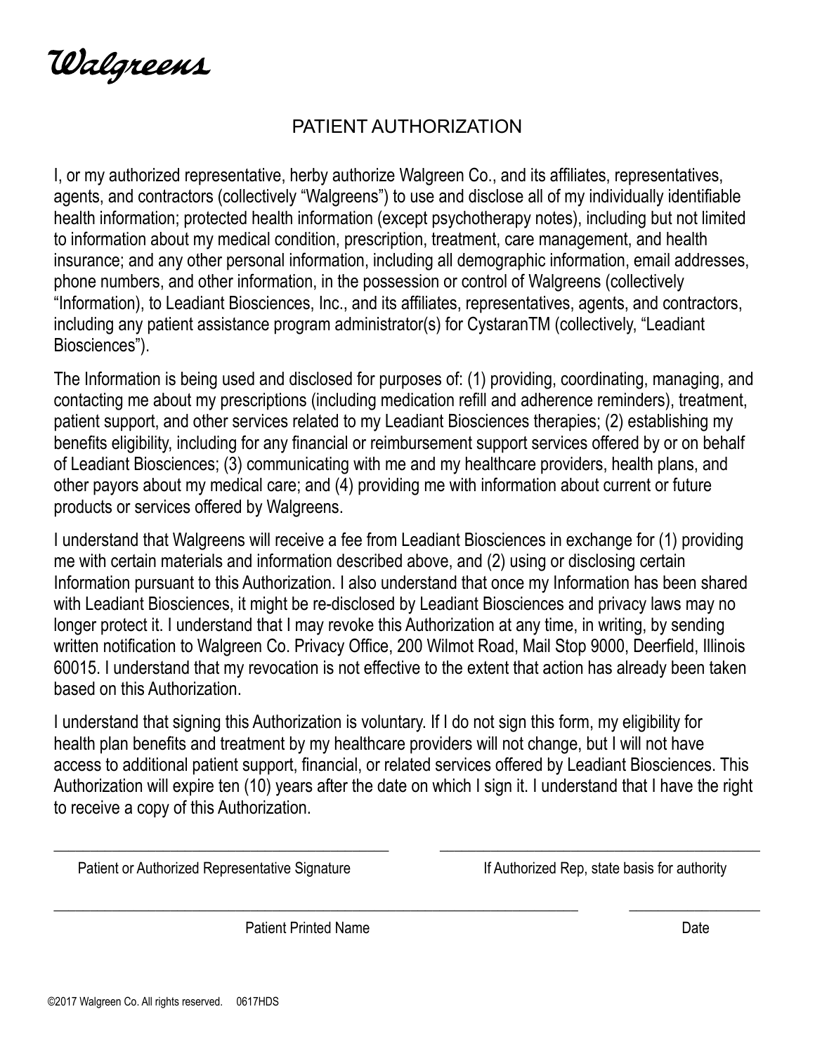Walgreens

# PATIENT AUTHORIZATION

I, or my authorized representative, herby authorize Walgreen Co., and its affiliates, representatives, agents, and contractors (collectively "Walgreens") to use and disclose all of my individually identifiable health information; protected health information (except psychotherapy notes), including but not limited to information about my medical condition, prescription, treatment, care management, and health insurance; and any other personal information, including all demographic information, email addresses, phone numbers, and other information, in the possession or control of Walgreens (collectively "Information), to Leadiant Biosciences, Inc., and its affiliates, representatives, agents, and contractors, including any patient assistance program administrator(s) for CystaranTM (collectively, "Leadiant Biosciences").

The Information is being used and disclosed for purposes of: (1) providing, coordinating, managing, and contacting me about my prescriptions (including medication refill and adherence reminders), treatment, patient support, and other services related to my Leadiant Biosciences therapies; (2) establishing my benefits eligibility, including for any financial or reimbursement support services offered by or on behalf of Leadiant Biosciences; (3) communicating with me and my healthcare providers, health plans, and other payors about my medical care; and (4) providing me with information about current or future products or services offered by Walgreens.

I understand that Walgreens will receive a fee from Leadiant Biosciences in exchange for (1) providing me with certain materials and information described above, and (2) using or disclosing certain Information pursuant to this Authorization. I also understand that once my Information has been shared with Leadiant Biosciences, it might be re-disclosed by Leadiant Biosciences and privacy laws may no longer protect it. I understand that I may revoke this Authorization at any time, in writing, by sending written notification to Walgreen Co. Privacy Office, 200 Wilmot Road, Mail Stop 9000, Deerfield, Illinois 60015. I understand that my revocation is not effective to the extent that action has already been taken based on this Authorization.

I understand that signing this Authorization is voluntary. If I do not sign this form, my eligibility for health plan benefits and treatment by my healthcare providers will not change, but I will not have access to additional patient support, financial, or related services offered by Leadiant Biosciences. This Authorization will expire ten (10) years after the date on which I sign it. I understand that I have the right to receive a copy of this Authorization.

\_\_\_\_\_\_\_\_\_\_\_\_\_\_\_\_\_\_\_\_\_\_\_\_\_\_\_\_\_\_\_\_\_\_\_\_\_\_\_\_ \_\_\_\_\_\_\_\_\_\_\_\_\_\_\_\_\_\_\_\_\_\_\_\_\_\_\_\_\_\_\_\_\_\_\_\_\_\_\_\_

Patient or Authorized Representative Signature | If Authorized Rep, state basis for authority

\_\_\_\_\_\_\_\_\_\_\_\_\_\_\_\_\_\_\_\_\_\_\_\_\_\_\_\_\_\_\_\_\_\_\_\_\_\_\_\_\_\_\_\_\_\_\_\_\_\_\_\_\_\_\_\_\_\_\_\_ \_\_\_\_\_\_\_\_\_\_\_\_\_\_\_\_

Patient Printed Name | Date

©2017 Walgreen Co. All rights reserved. 0617HDS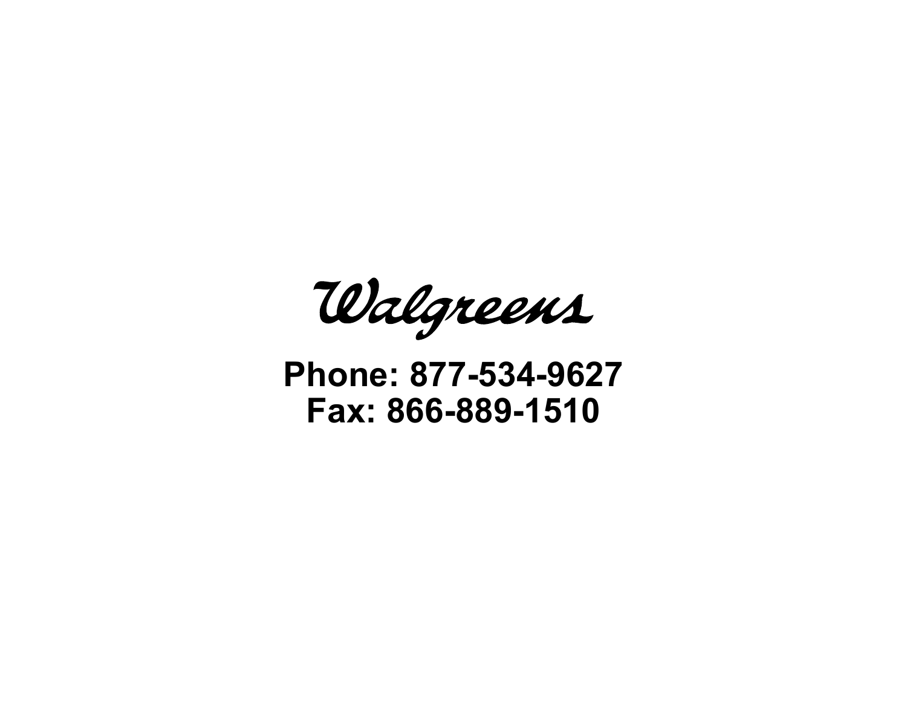*Walgreens*

**Phone: 877-534-9627**
**Fax: 866-889-1510**